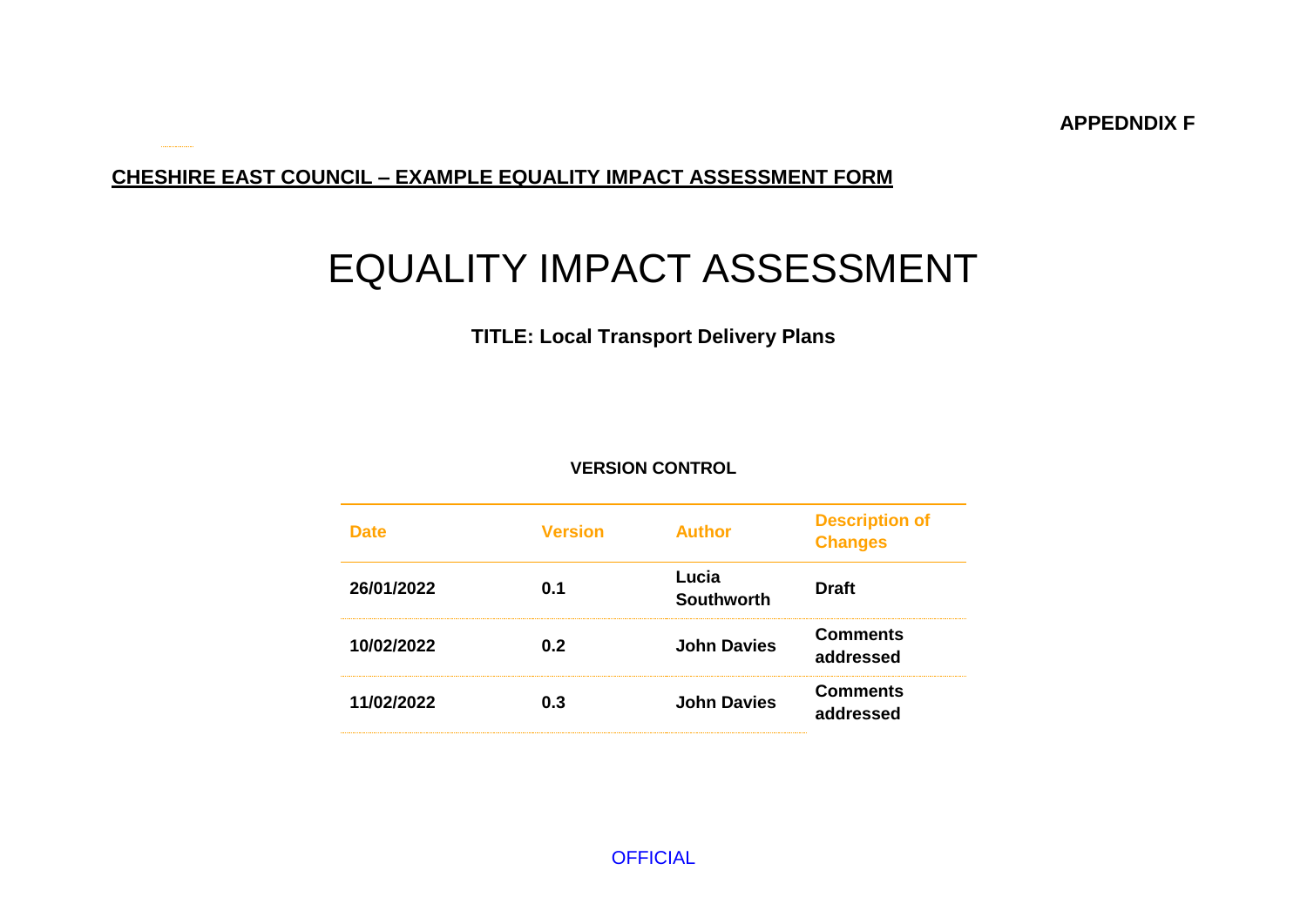**APPEDNDIX F**

**CHESHIRE EAST COUNCIL – EXAMPLE EQUALITY IMPACT ASSESSMENT FORM**

# EQUALITY IMPACT ASSESSMENT

**TITLE: Local Transport Delivery Plans**

**VERSION CONTROL**

| Date | Version | Author | Description of Changes |
|---|---|---|---|
| 26/01/2022 | 0.1 | Lucia Southworth | Draft |
| 10/02/2022 | 0.2 | John Davies | Comments addressed |
| 11/02/2022 | 0.3 | John Davies | Comments addressed |

OFFICIAL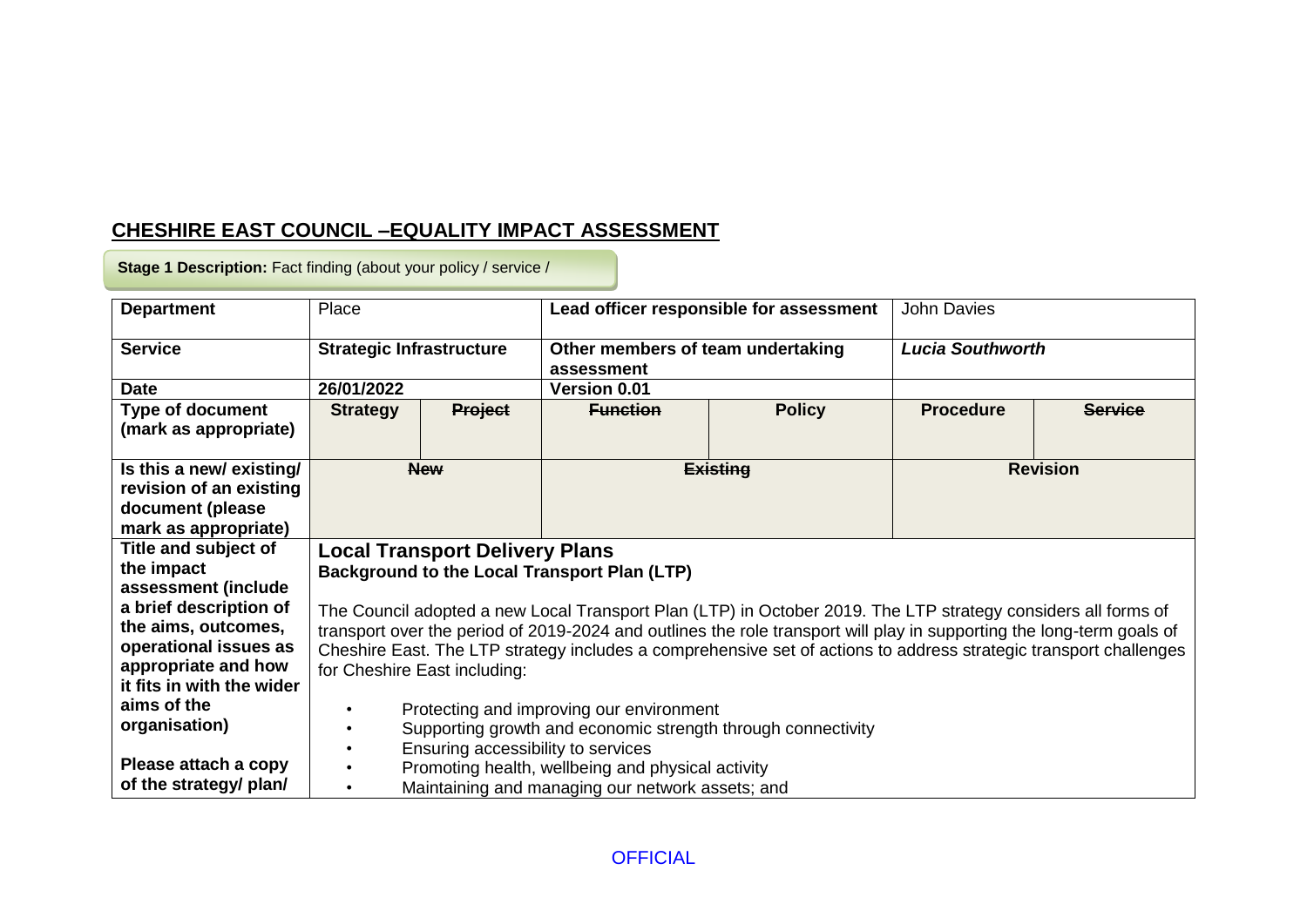## CHESHIRE EAST COUNCIL –EQUALITY IMPACT ASSESSMENT

**Stage 1 Description:** Fact finding (about your policy / service /

| **Department** | Place | | **Lead officer responsible for assessment** | | John Davies | |
|---|---|---|---|---|---|---|
| **Service** | **Strategic Infrastructure** | | **Other members of team undertaking assessment** | | ***Lucia Southworth*** | |
| **Date** | **26/01/2022** | | **Version 0.01** | | | |
| **Type of document (mark as appropriate)** | **Strategy** | ~~**Project**~~ | ~~**Function**~~ | **Policy** | **Procedure** | ~~**Service**~~ |
| **Is this a new/ existing/ revision of an existing document (please mark as appropriate)** | ~~**New**~~ | | ~~**Existing**~~ | | **Revision** | |
| **Title and subject of the impact assessment (include a brief description of the aims, outcomes, operational issues as appropriate and how it fits in with the wider aims of the organisation)**<br><br>**Please attach a copy of the strategy/ plan/** | **Local Transport Delivery Plans**<br>**Background to the Local Transport Plan (LTP)**<br><br>The Council adopted a new Local Transport Plan (LTP) in October 2019. The LTP strategy considers all forms of transport over the period of 2019-2024 and outlines the role transport will play in supporting the long-term goals of Cheshire East. The LTP strategy includes a comprehensive set of actions to address strategic transport challenges for Cheshire East including:<br><br>• Protecting and improving our environment<br>• Supporting growth and economic strength through connectivity<br>• Ensuring accessibility to services<br>• Promoting health, wellbeing and physical activity<br>• Maintaining and managing our network assets; and | | | | | |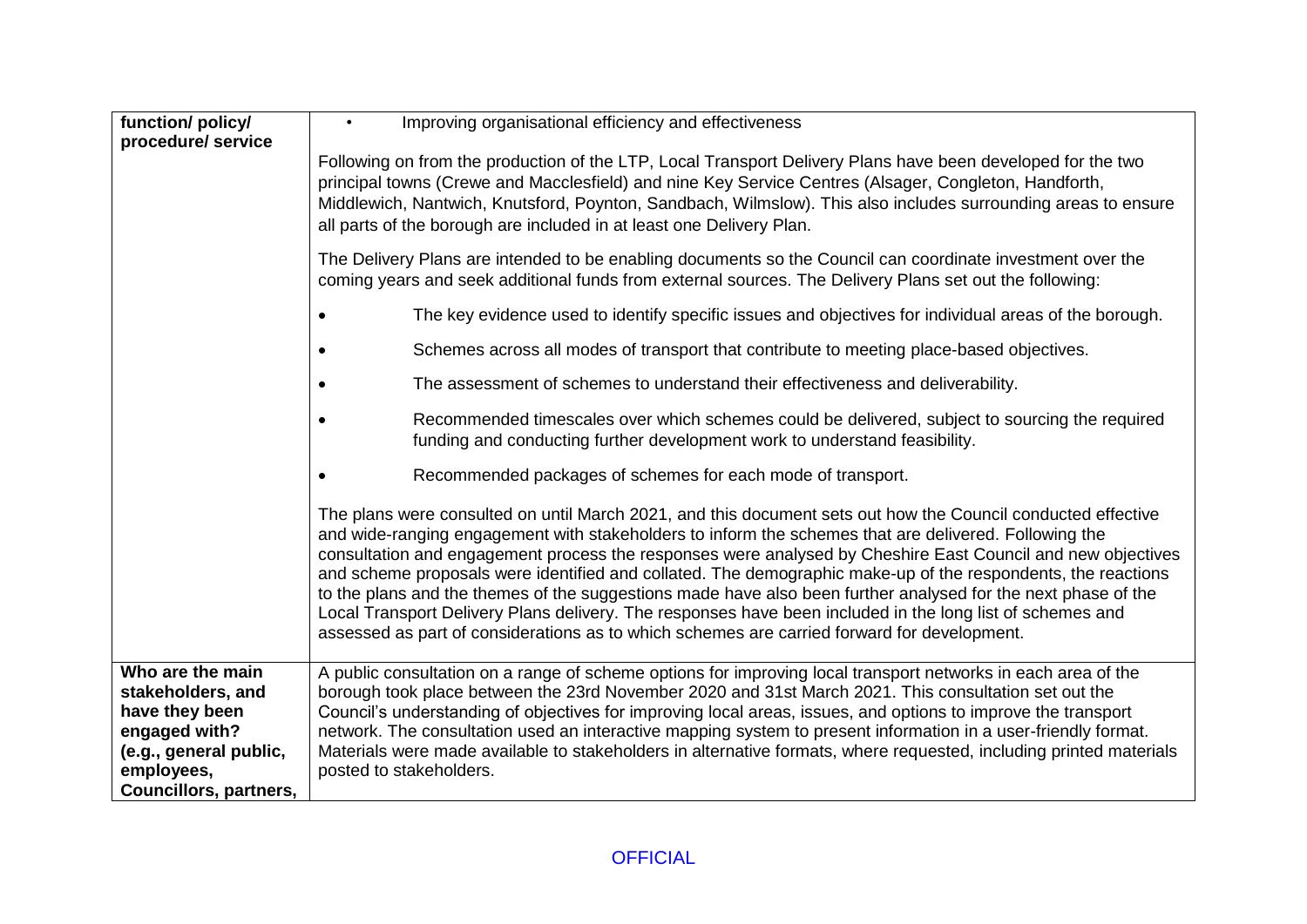| function/ policy/ procedure/ service | • Improving organisational efficiency and effectiveness<br><br>Following on from the production of the LTP, Local Transport Delivery Plans have been developed for the two principal towns (Crewe and Macclesfield) and nine Key Service Centres (Alsager, Congleton, Handforth, Middlewich, Nantwich, Knutsford, Poynton, Sandbach, Wilmslow). This also includes surrounding areas to ensure all parts of the borough are included in at least one Delivery Plan.<br><br>The Delivery Plans are intended to be enabling documents so the Council can coordinate investment over the coming years and seek additional funds from external sources. The Delivery Plans set out the following:<br><br>• The key evidence used to identify specific issues and objectives for individual areas of the borough.<br>• Schemes across all modes of transport that contribute to meeting place-based objectives.<br>• The assessment of schemes to understand their effectiveness and deliverability.<br>• Recommended timescales over which schemes could be delivered, subject to sourcing the required funding and conducting further development work to understand feasibility.<br>• Recommended packages of schemes for each mode of transport.<br><br>The plans were consulted on until March 2021, and this document sets out how the Council conducted effective and wide-ranging engagement with stakeholders to inform the schemes that are delivered. Following the consultation and engagement process the responses were analysed by Cheshire East Council and new objectives and scheme proposals were identified and collated. The demographic make-up of the respondents, the reactions to the plans and the themes of the suggestions made have also been further analysed for the next phase of the Local Transport Delivery Plans delivery. The responses have been included in the long list of schemes and assessed as part of considerations as to which schemes are carried forward for development. |
|---|---|
| **Who are the main stakeholders, and have they been engaged with? (e.g., general public, employees, Councillors, partners,** | A public consultation on a range of scheme options for improving local transport networks in each area of the borough took place between the 23rd November 2020 and 31st March 2021. This consultation set out the Council's understanding of objectives for improving local areas, issues, and options to improve the transport network. The consultation used an interactive mapping system to present information in a user-friendly format. Materials were made available to stakeholders in alternative formats, where requested, including printed materials posted to stakeholders. |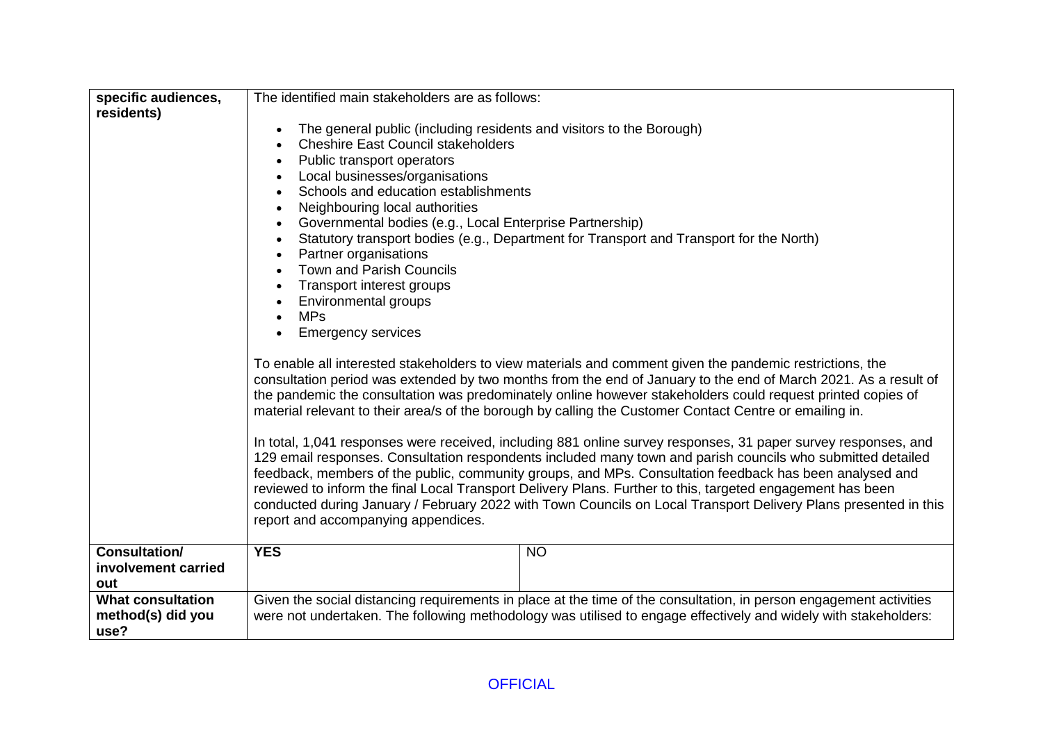| | | |
|---|---|---|
| **specific audiences, residents)** | The identified main stakeholders are as follows:<br><br>• The general public (including residents and visitors to the Borough)<br>• Cheshire East Council stakeholders<br>• Public transport operators<br>• Local businesses/organisations<br>• Schools and education establishments<br>• Neighbouring local authorities<br>• Governmental bodies (e.g., Local Enterprise Partnership)<br>• Statutory transport bodies (e.g., Department for Transport and Transport for the North)<br>• Partner organisations<br>• Town and Parish Councils<br>• Transport interest groups<br>• Environmental groups<br>• MPs<br>• Emergency services<br><br>To enable all interested stakeholders to view materials and comment given the pandemic restrictions, the consultation period was extended by two months from the end of January to the end of March 2021. As a result of the pandemic the consultation was predominately online however stakeholders could request printed copies of material relevant to their area/s of the borough by calling the Customer Contact Centre or emailing in.<br><br>In total, 1,041 responses were received, including 881 online survey responses, 31 paper survey responses, and 129 email responses. Consultation respondents included many town and parish councils who submitted detailed feedback, members of the public, community groups, and MPs. Consultation feedback has been analysed and reviewed to inform the final Local Transport Delivery Plans. Further to this, targeted engagement has been conducted during January / February 2022 with Town Councils on Local Transport Delivery Plans presented in this report and accompanying appendices. | |
| **Consultation/ involvement carried out** | **YES** | NO |
| **What consultation method(s) did you use?** | Given the social distancing requirements in place at the time of the consultation, in person engagement activities were not undertaken. The following methodology was utilised to engage effectively and widely with stakeholders: | |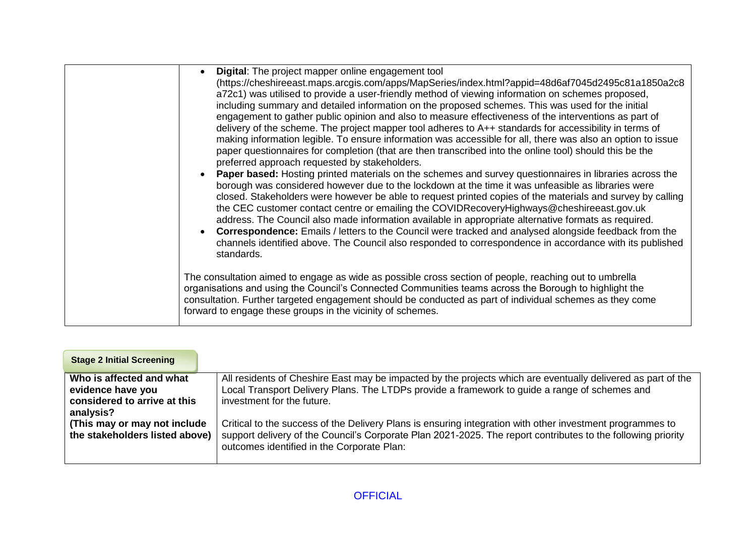| | |
|---|---|
| | • **Digital**: The project mapper online engagement tool (https://cheshireeast.maps.arcgis.com/apps/MapSeries/index.html?appid=48d6af7045d2495c81a1850a2c8a72c1) was utilised to provide a user-friendly method of viewing information on schemes proposed, including summary and detailed information on the proposed schemes. This was used for the initial engagement to gather public opinion and also to measure effectiveness of the interventions as part of delivery of the scheme. The project mapper tool adheres to A++ standards for accessibility in terms of making information legible. To ensure information was accessible for all, there was also an option to issue paper questionnaires for completion (that are then transcribed into the online tool) should this be the preferred approach requested by stakeholders.<br>• **Paper based:** Hosting printed materials on the schemes and survey questionnaires in libraries across the borough was considered however due to the lockdown at the time it was unfeasible as libraries were closed. Stakeholders were however be able to request printed copies of the materials and survey by calling the CEC customer contact centre or emailing the COVIDRecoveryHighways@cheshireeast.gov.uk address. The Council also made information available in appropriate alternative formats as required.<br>• **Correspondence:** Emails / letters to the Council were tracked and analysed alongside feedback from the channels identified above. The Council also responded to correspondence in accordance with its published standards.<br><br>The consultation aimed to engage as wide as possible cross section of people, reaching out to umbrella organisations and using the Council's Connected Communities teams across the Borough to highlight the consultation. Further targeted engagement should be conducted as part of individual schemes as they come forward to engage these groups in the vicinity of schemes. |

**Stage 2 Initial Screening**

| | |
|---|---|
| **Who is affected and what evidence have you considered to arrive at this analysis?**<br>**(This may or may not include the stakeholders listed above)** | All residents of Cheshire East may be impacted by the projects which are eventually delivered as part of the Local Transport Delivery Plans. The LTDPs provide a framework to guide a range of schemes and investment for the future.<br><br>Critical to the success of the Delivery Plans is ensuring integration with other investment programmes to support delivery of the Council's Corporate Plan 2021-2025. The report contributes to the following priority outcomes identified in the Corporate Plan: |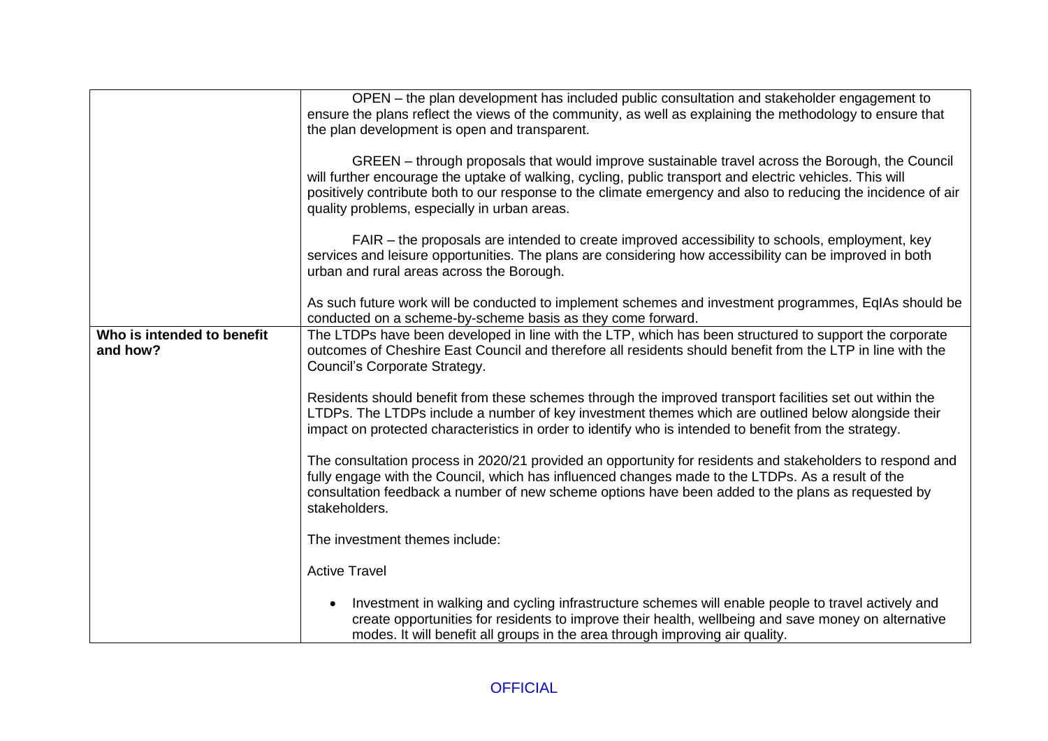| | |
|---|---|
| | OPEN – the plan development has included public consultation and stakeholder engagement to ensure the plans reflect the views of the community, as well as explaining the methodology to ensure that the plan development is open and transparent.<br><br>GREEN – through proposals that would improve sustainable travel across the Borough, the Council will further encourage the uptake of walking, cycling, public transport and electric vehicles. This will positively contribute both to our response to the climate emergency and also to reducing the incidence of air quality problems, especially in urban areas.<br><br>FAIR – the proposals are intended to create improved accessibility to schools, employment, key services and leisure opportunities. The plans are considering how accessibility can be improved in both urban and rural areas across the Borough.<br><br>As such future work will be conducted to implement schemes and investment programmes, EqIAs should be conducted on a scheme-by-scheme basis as they come forward. |
| **Who is intended to benefit and how?** | The LTDPs have been developed in line with the LTP, which has been structured to support the corporate outcomes of Cheshire East Council and therefore all residents should benefit from the LTP in line with the Council's Corporate Strategy.<br><br>Residents should benefit from these schemes through the improved transport facilities set out within the LTDPs. The LTDPs include a number of key investment themes which are outlined below alongside their impact on protected characteristics in order to identify who is intended to benefit from the strategy.<br><br>The consultation process in 2020/21 provided an opportunity for residents and stakeholders to respond and fully engage with the Council, which has influenced changes made to the LTDPs. As a result of the consultation feedback a number of new scheme options have been added to the plans as requested by stakeholders.<br><br>The investment themes include:<br><br>Active Travel<br><br>• Investment in walking and cycling infrastructure schemes will enable people to travel actively and create opportunities for residents to improve their health, wellbeing and save money on alternative modes. It will benefit all groups in the area through improving air quality. |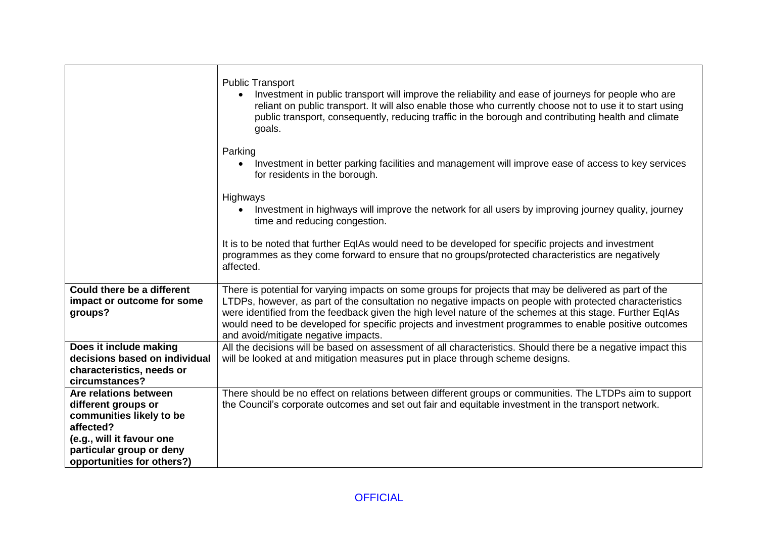| | |
|---|---|
| | Public Transport<br>• Investment in public transport will improve the reliability and ease of journeys for people who are reliant on public transport. It will also enable those who currently choose not to use it to start using public transport, consequently, reducing traffic in the borough and contributing health and climate goals.<br><br>Parking<br>• Investment in better parking facilities and management will improve ease of access to key services for residents in the borough.<br><br>Highways<br>• Investment in highways will improve the network for all users by improving journey quality, journey time and reducing congestion.<br><br>It is to be noted that further EqIAs would need to be developed for specific projects and investment programmes as they come forward to ensure that no groups/protected characteristics are negatively affected. |
| **Could there be a different impact or outcome for some groups?** | There is potential for varying impacts on some groups for projects that may be delivered as part of the LTDPs, however, as part of the consultation no negative impacts on people with protected characteristics were identified from the feedback given the high level nature of the schemes at this stage. Further EqIAs would need to be developed for specific projects and investment programmes to enable positive outcomes and avoid/mitigate negative impacts. |
| **Does it include making decisions based on individual characteristics, needs or circumstances?** | All the decisions will be based on assessment of all characteristics. Should there be a negative impact this will be looked at and mitigation measures put in place through scheme designs. |
| **Are relations between different groups or communities likely to be affected? (e.g., will it favour one particular group or deny opportunities for others?)** | There should be no effect on relations between different groups or communities. The LTDPs aim to support the Council's corporate outcomes and set out fair and equitable investment in the transport network. |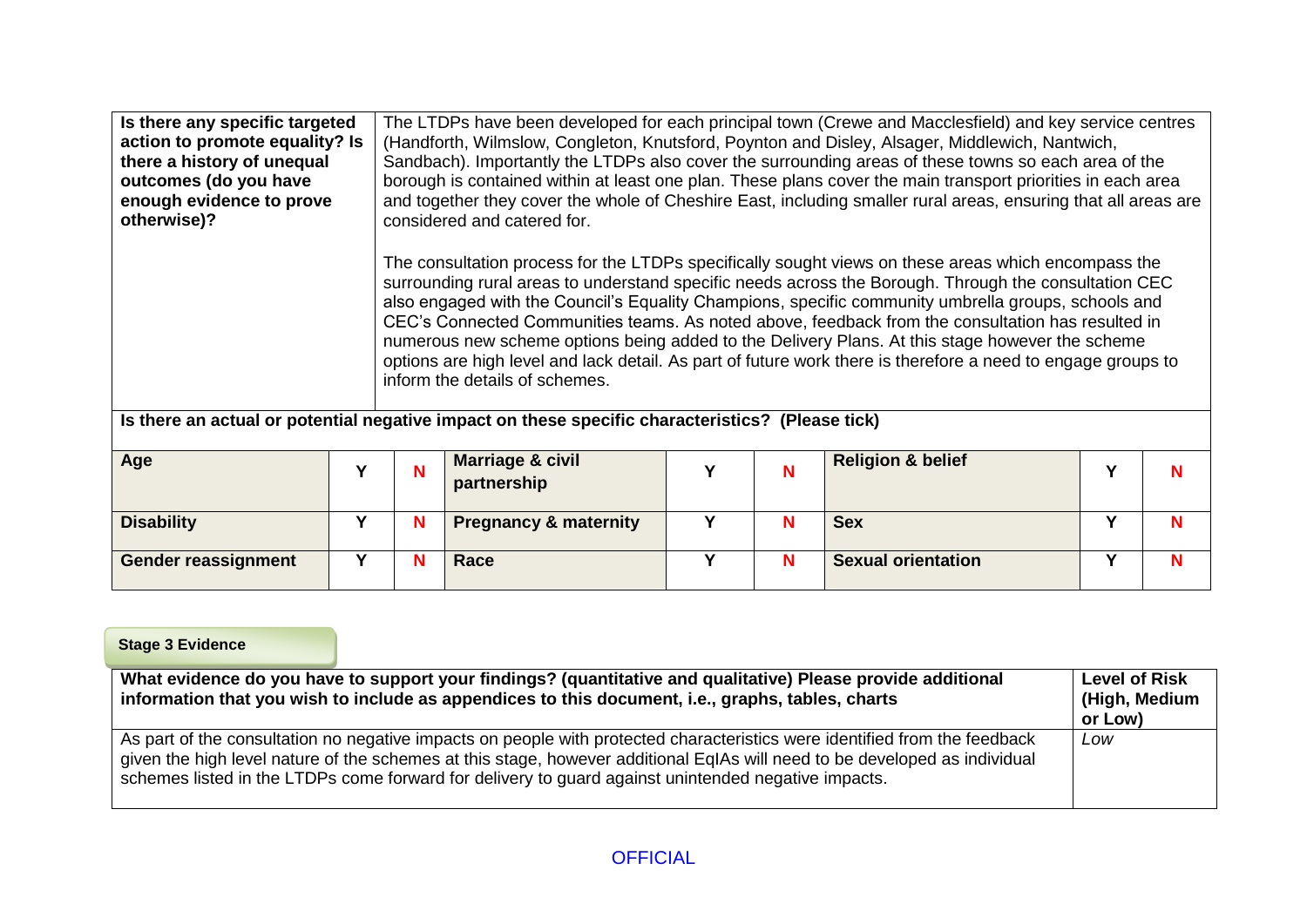| **Is there any specific targeted action to promote equality? Is there a history of unequal outcomes (do you have enough evidence to prove otherwise)?** | The LTDPs have been developed for each principal town (Crewe and Macclesfield) and key service centres (Handforth, Wilmslow, Congleton, Knutsford, Poynton and Disley, Alsager, Middlewich, Nantwich, Sandbach). Importantly the LTDPs also cover the surrounding areas of these towns so each area of the borough is contained within at least one plan. These plans cover the main transport priorities in each area and together they cover the whole of Cheshire East, including smaller rural areas, ensuring that all areas are considered and catered for.<br><br>The consultation process for the LTDPs specifically sought views on these areas which encompass the surrounding rural areas to understand specific needs across the Borough. Through the consultation CEC also engaged with the Council's Equality Champions, specific community umbrella groups, schools and CEC's Connected Communities teams. As noted above, feedback from the consultation has resulted in numerous new scheme options being added to the Delivery Plans. At this stage however the scheme options are high level and lack detail. As part of future work there is therefore a need to engage groups to inform the details of schemes. |
|---|---|

**Is there an actual or potential negative impact on these specific characteristics? (Please tick)**

| Characteristic | | | Characteristic | | | Characteristic | | |
|---|---|---|---|---|---|---|---|---|
| **Age** | Y | N | **Marriage & civil partnership** | Y | N | **Religion & belief** | Y | N |
| **Disability** | Y | N | **Pregnancy & maternity** | Y | N | **Sex** | Y | N |
| **Gender reassignment** | Y | N | **Race** | Y | N | **Sexual orientation** | Y | N |

**Stage 3 Evidence**

| **What evidence do you have to support your findings? (quantitative and qualitative) Please provide additional information that you wish to include as appendices to this document, i.e., graphs, tables, charts** | **Level of Risk (High, Medium or Low)** |
|---|---|
| As part of the consultation no negative impacts on people with protected characteristics were identified from the feedback given the high level nature of the schemes at this stage, however additional EqIAs will need to be developed as individual schemes listed in the LTDPs come forward for delivery to guard against unintended negative impacts. | *Low* |

OFFICIAL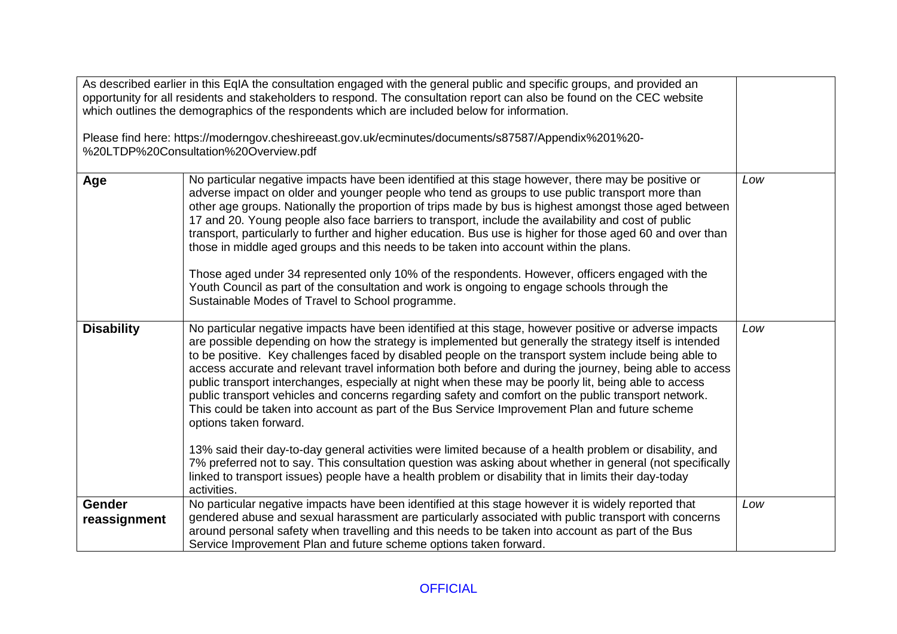| As described earlier in this EqIA the consultation engaged with the general public and specific groups, and provided an opportunity for all residents and stakeholders to respond. The consultation report can also be found on the CEC website which outlines the demographics of the respondents which are included below for information.<br><br>Please find here: https://moderngov.cheshireeast.gov.uk/ecminutes/documents/s87587/Appendix%201%20-%20LTDP%20Consultation%20Overview.pdf | | |
|---|---|---|
| **Age** | No particular negative impacts have been identified at this stage however, there may be positive or adverse impact on older and younger people who tend as groups to use public transport more than other age groups. Nationally the proportion of trips made by bus is highest amongst those aged between 17 and 20. Young people also face barriers to transport, include the availability and cost of public transport, particularly to further and higher education. Bus use is higher for those aged 60 and over than those in middle aged groups and this needs to be taken into account within the plans.<br><br>Those aged under 34 represented only 10% of the respondents. However, officers engaged with the Youth Council as part of the consultation and work is ongoing to engage schools through the Sustainable Modes of Travel to School programme. | *Low* |
| **Disability** | No particular negative impacts have been identified at this stage, however positive or adverse impacts are possible depending on how the strategy is implemented but generally the strategy itself is intended to be positive. Key challenges faced by disabled people on the transport system include being able to access accurate and relevant travel information both before and during the journey, being able to access public transport interchanges, especially at night when these may be poorly lit, being able to access public transport vehicles and concerns regarding safety and comfort on the public transport network. This could be taken into account as part of the Bus Service Improvement Plan and future scheme options taken forward.<br><br>13% said their day-to-day general activities were limited because of a health problem or disability, and 7% preferred not to say. This consultation question was asking about whether in general (not specifically linked to transport issues) people have a health problem or disability that in limits their day-today activities. | *Low* |
| **Gender reassignment** | No particular negative impacts have been identified at this stage however it is widely reported that gendered abuse and sexual harassment are particularly associated with public transport with concerns around personal safety when travelling and this needs to be taken into account as part of the Bus Service Improvement Plan and future scheme options taken forward. | *Low* |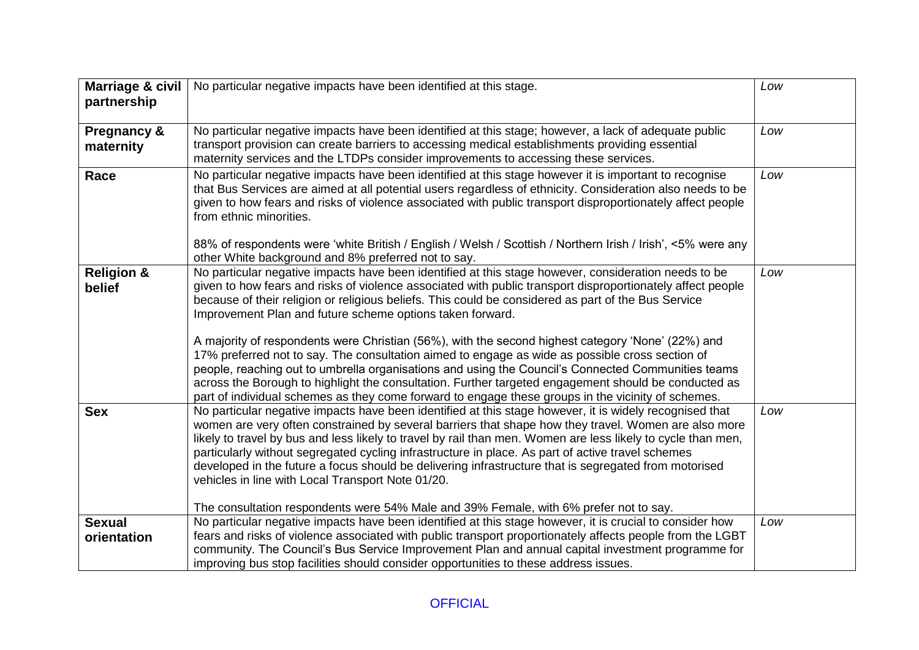| | | |
|---|---|---|
| **Marriage & civil partnership** | No particular negative impacts have been identified at this stage. | *Low* |
| **Pregnancy & maternity** | No particular negative impacts have been identified at this stage; however, a lack of adequate public transport provision can create barriers to accessing medical establishments providing essential maternity services and the LTDPs consider improvements to accessing these services. | *Low* |
| **Race** | No particular negative impacts have been identified at this stage however it is important to recognise that Bus Services are aimed at all potential users regardless of ethnicity. Consideration also needs to be given to how fears and risks of violence associated with public transport disproportionately affect people from ethnic minorities.<br><br>88% of respondents were 'white British / English / Welsh / Scottish / Northern Irish / Irish', <5% were any other White background and 8% preferred not to say. | *Low* |
| **Religion & belief** | No particular negative impacts have been identified at this stage however, consideration needs to be given to how fears and risks of violence associated with public transport disproportionately affect people because of their religion or religious beliefs. This could be considered as part of the Bus Service Improvement Plan and future scheme options taken forward.<br><br>A majority of respondents were Christian (56%), with the second highest category 'None' (22%) and 17% preferred not to say. The consultation aimed to engage as wide as possible cross section of people, reaching out to umbrella organisations and using the Council's Connected Communities teams across the Borough to highlight the consultation. Further targeted engagement should be conducted as part of individual schemes as they come forward to engage these groups in the vicinity of schemes. | *Low* |
| **Sex** | No particular negative impacts have been identified at this stage however, it is widely recognised that women are very often constrained by several barriers that shape how they travel. Women are also more likely to travel by bus and less likely to travel by rail than men. Women are less likely to cycle than men, particularly without segregated cycling infrastructure in place. As part of active travel schemes developed in the future a focus should be delivering infrastructure that is segregated from motorised vehicles in line with Local Transport Note 01/20.<br><br>The consultation respondents were 54% Male and 39% Female, with 6% prefer not to say. | *Low* |
| **Sexual orientation** | No particular negative impacts have been identified at this stage however, it is crucial to consider how fears and risks of violence associated with public transport proportionately affects people from the LGBT community. The Council's Bus Service Improvement Plan and annual capital investment programme for improving bus stop facilities should consider opportunities to these address issues. | *Low* |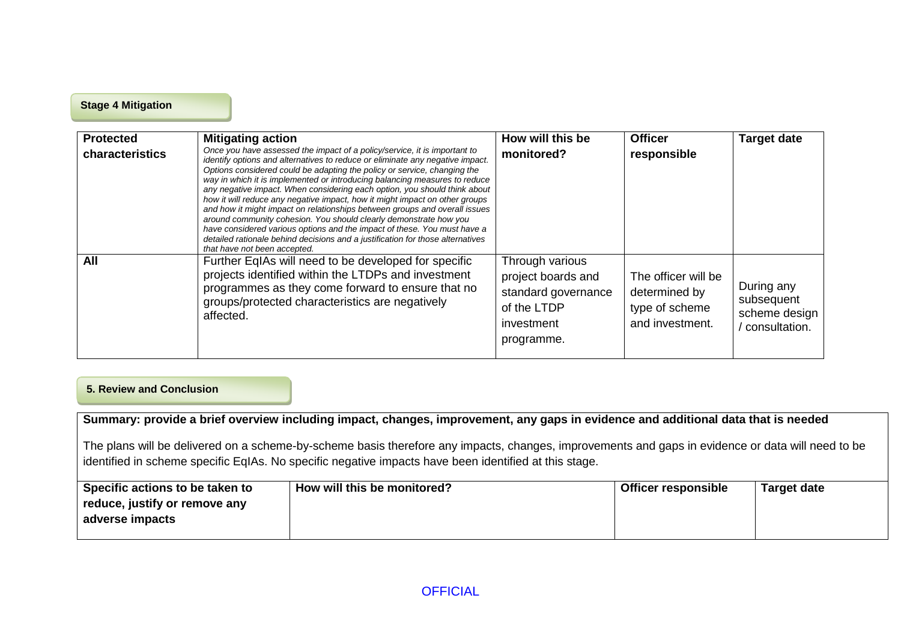## Stage 4 Mitigation

| Protected characteristics | Mitigating action<br>*Once you have assessed the impact of a policy/service, it is important to identify options and alternatives to reduce or eliminate any negative impact. Options considered could be adapting the policy or service, changing the way in which it is implemented or introducing balancing measures to reduce any negative impact. When considering each option, you should think about how it will reduce any negative impact, how it might impact on other groups and how it might impact on relationships between groups and overall issues around community cohesion. You should clearly demonstrate how you have considered various options and the impact of these. You must have a detailed rationale behind decisions and a justification for those alternatives that have not been accepted.* | How will this be monitored? | Officer responsible | Target date |
|---|---|---|---|---|
| **All** | Further EqIAs will need to be developed for specific projects identified within the LTDPs and investment programmes as they come forward to ensure that no groups/protected characteristics are negatively affected. | Through various project boards and standard governance of the LTDP investment programme. | The officer will be determined by type of scheme and investment. | During any subsequent scheme design / consultation. |

## 5. Review and Conclusion

**Summary: provide a brief overview including impact, changes, improvement, any gaps in evidence and additional data that is needed**

The plans will be delivered on a scheme-by-scheme basis therefore any impacts, changes, improvements and gaps in evidence or data will need to be identified in scheme specific EqIAs. No specific negative impacts have been identified at this stage.

| Specific actions to be taken to reduce, justify or remove any adverse impacts | How will this be monitored? | Officer responsible | Target date |
|---|---|---|---|
| | | | |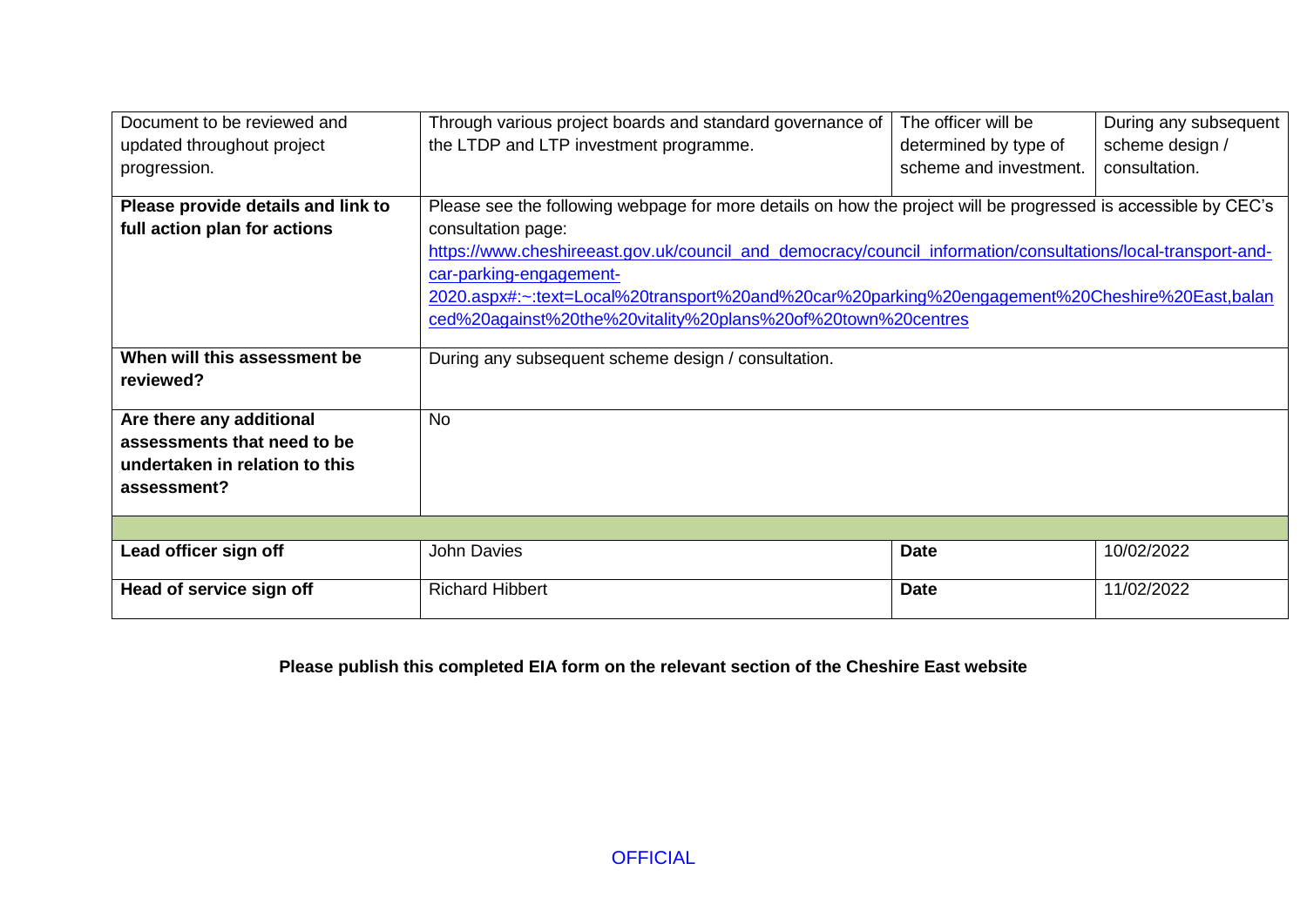| | | | |
|---|---|---|---|
| Document to be reviewed and updated throughout project progression. | Through various project boards and standard governance of the LTDP and LTP investment programme. | The officer will be determined by type of scheme and investment. | During any subsequent scheme design / consultation. |
| **Please provide details and link to full action plan for actions** | Please see the following webpage for more details on how the project will be progressed is accessible by CEC's consultation page: https://www.cheshireeast.gov.uk/council_and_democracy/council_information/consultations/local-transport-and-car-parking-engagement-2020.aspx#:~:text=Local%20transport%20and%20car%20parking%20engagement%20Cheshire%20East,balanced%20against%20the%20vitality%20plans%20of%20town%20centres | | |
| **When will this assessment be reviewed?** | During any subsequent scheme design / consultation. | | |
| **Are there any additional assessments that need to be undertaken in relation to this assessment?** | No | | |
| | | | |
| **Lead officer sign off** | John Davies | **Date** | 10/02/2022 |
| **Head of service sign off** | Richard Hibbert | **Date** | 11/02/2022 |

**Please publish this completed EIA form on the relevant section of the Cheshire East website**

OFFICIAL